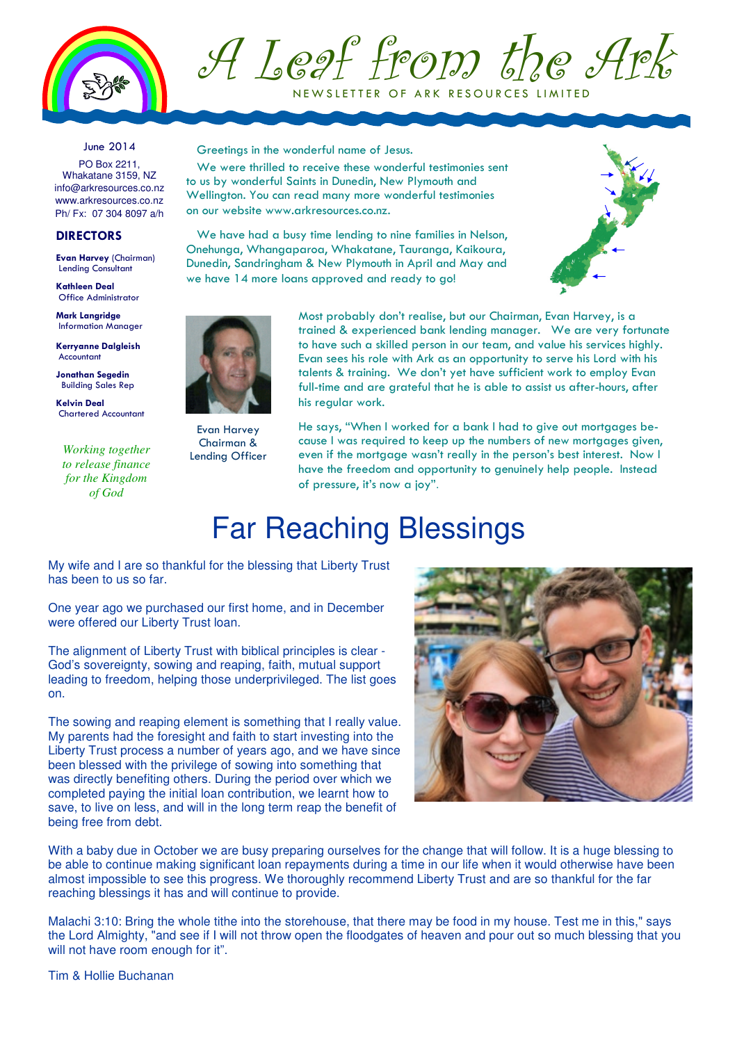# A Leaf from the Ark

NEWSLETTER OF ARK RESOURCES LIMITED

June 2014

PO Box 2211,
Whakatane 3159, NZ
info@arkresources.co.nz
www.arkresources.co.nz
Ph/ Fx: 07 304 8097 a/h

### DIRECTORS

**Evan Harvey** (Chairman)
Lending Consultant

**Kathleen Deal**
Office Administrator

**Mark Langridge**
Information Manager

**Kerryanne Dalgleish**
Accountant

**Jonathan Segedin**
Building Sales Rep

**Kelvin Deal**
Chartered Accountant

*Working together to release finance for the Kingdom of God*

Greetings in the wonderful name of Jesus.

We were thrilled to receive these wonderful testimonies sent to us by wonderful Saints in Dunedin, New Plymouth and Wellington. You can read many more wonderful testimonies on our website www.arkresources.co.nz.

We have had a busy time lending to nine families in Nelson, Onehunga, Whangaparoa, Whakatane, Tauranga, Kaikoura, Dunedin, Sandringham & New Plymouth in April and May and we have 14 more loans approved and ready to go!

Evan Harvey
Chairman &
Lending Officer

Most probably don't realise, but our Chairman, Evan Harvey, is a trained & experienced bank lending manager. We are very fortunate to have such a skilled person in our team, and value his services highly. Evan sees his role with Ark as an opportunity to serve his Lord with his talents & training. We don't yet have sufficient work to employ Evan full-time and are grateful that he is able to assist us after-hours, after his regular work.

He says, "When I worked for a bank I had to give out mortgages because I was required to keep up the numbers of new mortgages given, even if the mortgage wasn't really in the person's best interest. Now I have the freedom and opportunity to genuinely help people. Instead of pressure, it's now a joy".

# Far Reaching Blessings

My wife and I are so thankful for the blessing that Liberty Trust has been to us so far.

One year ago we purchased our first home, and in December were offered our Liberty Trust loan.

The alignment of Liberty Trust with biblical principles is clear - God's sovereignty, sowing and reaping, faith, mutual support leading to freedom, helping those underprivileged. The list goes on.

The sowing and reaping element is something that I really value. My parents had the foresight and faith to start investing into the Liberty Trust process a number of years ago, and we have since been blessed with the privilege of sowing into something that was directly benefiting others. During the period over which we completed paying the initial loan contribution, we learnt how to save, to live on less, and will in the long term reap the benefit of being free from debt.

With a baby due in October we are busy preparing ourselves for the change that will follow. It is a huge blessing to be able to continue making significant loan repayments during a time in our life when it would otherwise have been almost impossible to see this progress. We thoroughly recommend Liberty Trust and are so thankful for the far reaching blessings it has and will continue to provide.

Malachi 3:10: Bring the whole tithe into the storehouse, that there may be food in my house. Test me in this," says the Lord Almighty, "and see if I will not throw open the floodgates of heaven and pour out so much blessing that you will not have room enough for it".

Tim & Hollie Buchanan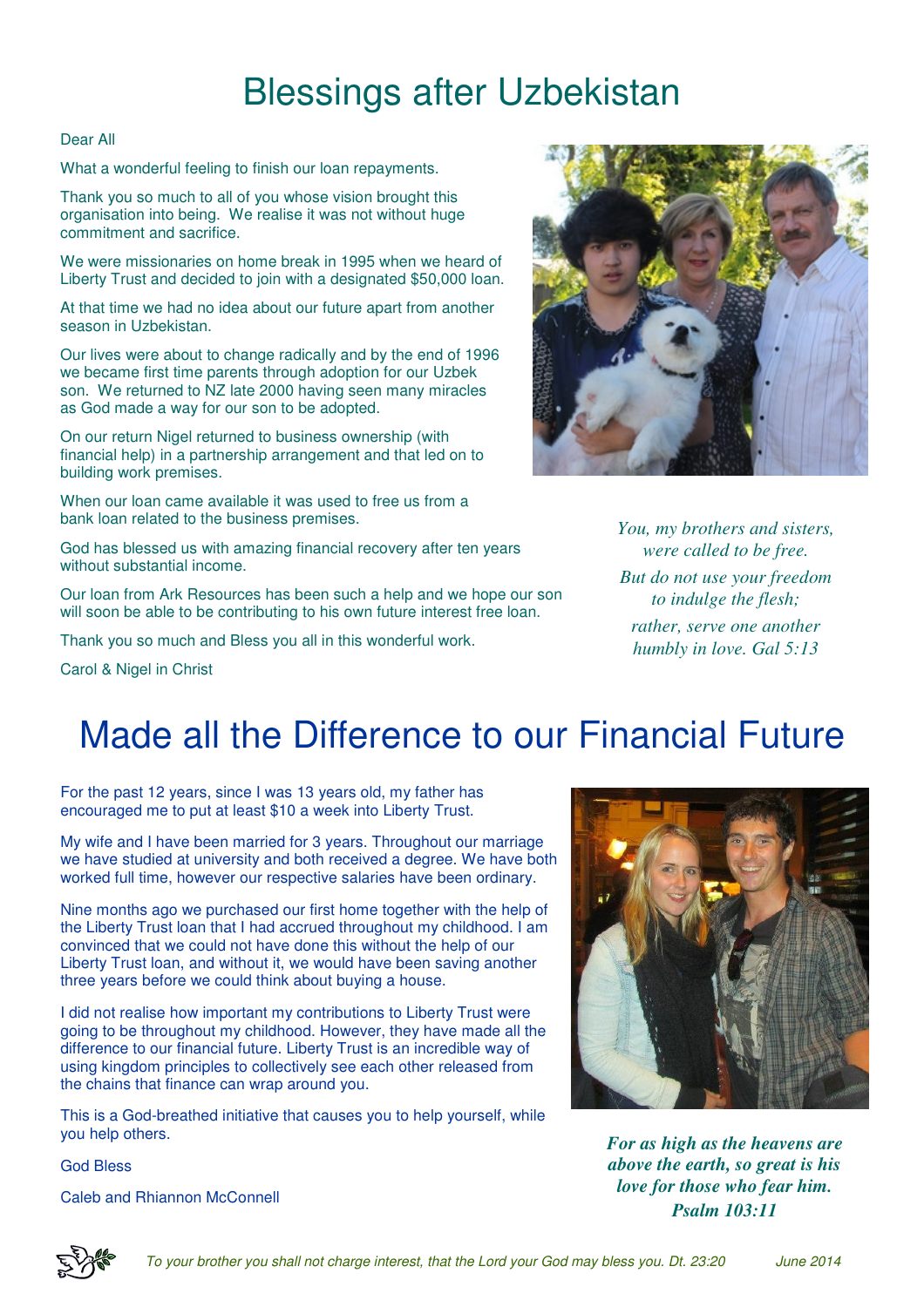# Blessings after Uzbekistan

Dear All

What a wonderful feeling to finish our loan repayments.

Thank you so much to all of you whose vision brought this organisation into being. We realise it was not without huge commitment and sacrifice.

We were missionaries on home break in 1995 when we heard of Liberty Trust and decided to join with a designated $50,000 loan.

At that time we had no idea about our future apart from another season in Uzbekistan.

Our lives were about to change radically and by the end of 1996 we became first time parents through adoption for our Uzbek son. We returned to NZ late 2000 having seen many miracles as God made a way for our son to be adopted.

On our return Nigel returned to business ownership (with financial help) in a partnership arrangement and that led on to building work premises.

When our loan came available it was used to free us from a bank loan related to the business premises.

God has blessed us with amazing financial recovery after ten years without substantial income.

Our loan from Ark Resources has been such a help and we hope our son will soon be able to be contributing to his own future interest free loan.

Thank you so much and Bless you all in this wonderful work.

Carol & Nigel in Christ

*You, my brothers and sisters, were called to be free. But do not use your freedom to indulge the flesh; rather, serve one another humbly in love. Gal 5:13*

# Made all the Difference to our Financial Future

For the past 12 years, since I was 13 years old, my father has encouraged me to put at least $10 a week into Liberty Trust.

My wife and I have been married for 3 years. Throughout our marriage we have studied at university and both received a degree. We have both worked full time, however our respective salaries have been ordinary.

Nine months ago we purchased our first home together with the help of the Liberty Trust loan that I had accrued throughout my childhood. I am convinced that we could not have done this without the help of our Liberty Trust loan, and without it, we would have been saving another three years before we could think about buying a house.

I did not realise how important my contributions to Liberty Trust were going to be throughout my childhood. However, they have made all the difference to our financial future. Liberty Trust is an incredible way of using kingdom principles to collectively see each other released from the chains that finance can wrap around you.

This is a God-breathed initiative that causes you to help yourself, while you help others.

God Bless

Caleb and Rhiannon McConnell

***For as high as the heavens are above the earth, so great is his love for those who fear him. Psalm 103:11***

*To your brother you shall not charge interest, that the Lord your God may bless you. Dt. 23:20* June 2014